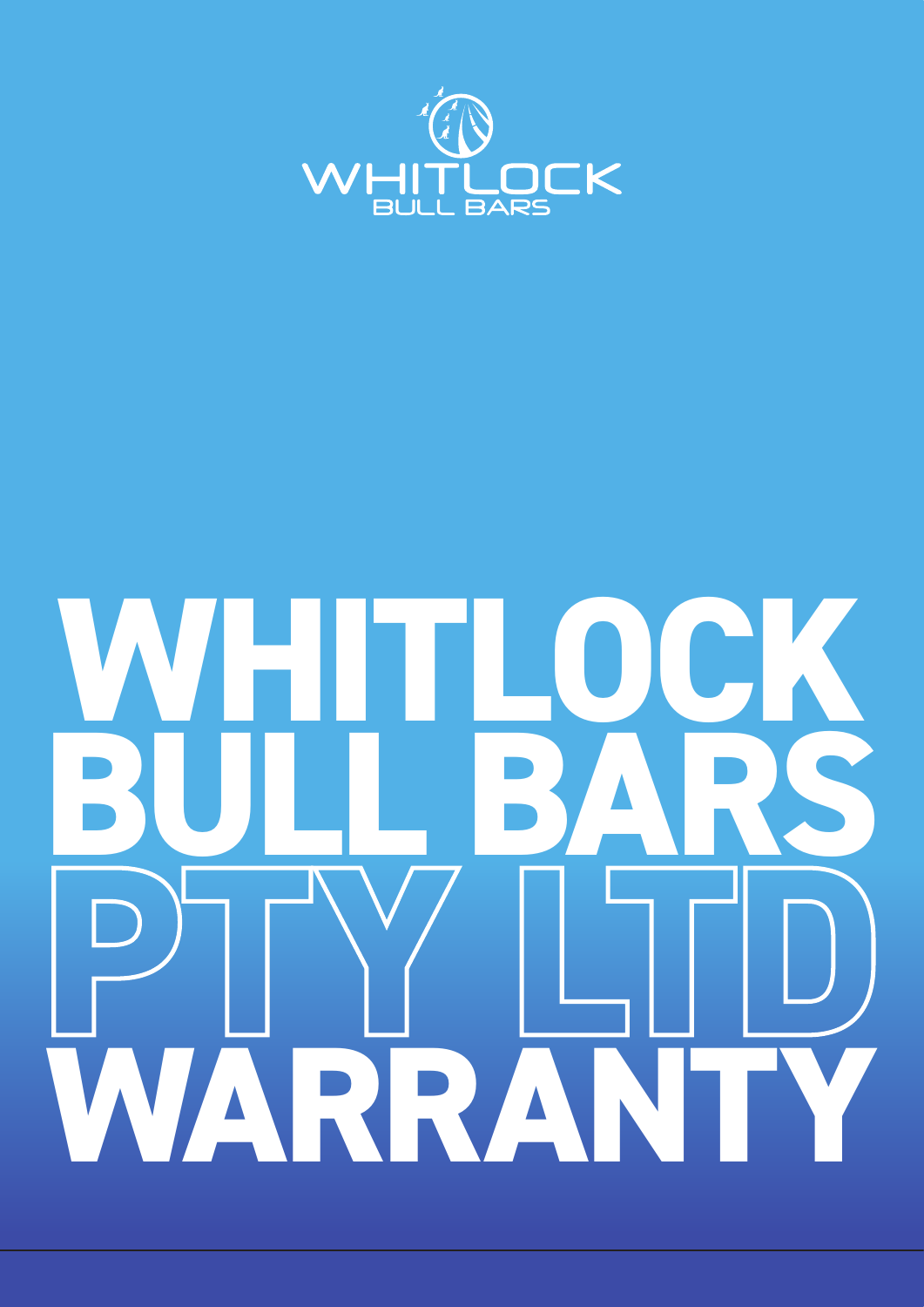WHITLOCK
BULL BARS

# WHITLOCK BULL BARS PTY LTD WARRANTY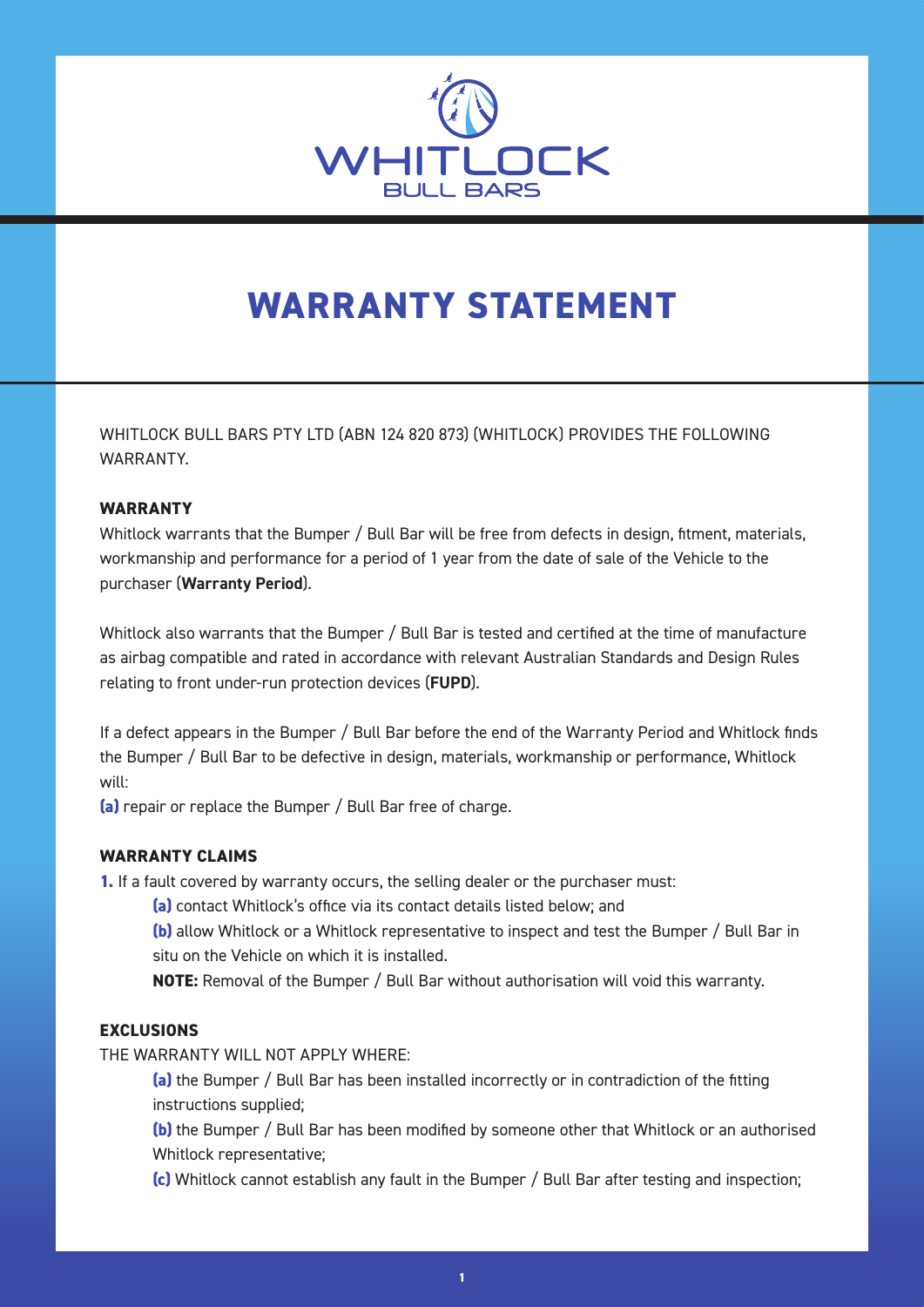# WARRANTY STATEMENT

WHITLOCK BULL BARS PTY LTD (ABN 124 820 873) (WHITLOCK) PROVIDES THE FOLLOWING WARRANTY.

**WARRANTY**

Whitlock warrants that the Bumper / Bull Bar will be free from defects in design, fitment, materials, workmanship and performance for a period of 1 year from the date of sale of the Vehicle to the purchaser (**Warranty Period**).

Whitlock also warrants that the Bumper / Bull Bar is tested and certified at the time of manufacture as airbag compatible and rated in accordance with relevant Australian Standards and Design Rules relating to front under-run protection devices (**FUPD**).

If a defect appears in the Bumper / Bull Bar before the end of the Warranty Period and Whitlock finds the Bumper / Bull Bar to be defective in design, materials, workmanship or performance, Whitlock will:

**(a)** repair or replace the Bumper / Bull Bar free of charge.

**WARRANTY CLAIMS**

**1.** If a fault covered by warranty occurs, the selling dealer or the purchaser must:

- **(a)** contact Whitlock's office via its contact details listed below; and
- **(b)** allow Whitlock or a Whitlock representative to inspect and test the Bumper / Bull Bar in situ on the Vehicle on which it is installed.

  **NOTE:** Removal of the Bumper / Bull Bar without authorisation will void this warranty.

**EXCLUSIONS**

THE WARRANTY WILL NOT APPLY WHERE:

- **(a)** the Bumper / Bull Bar has been installed incorrectly or in contradiction of the fitting instructions supplied;
- **(b)** the Bumper / Bull Bar has been modified by someone other that Whitlock or an authorised Whitlock representative;
- **(c)** Whitlock cannot establish any fault in the Bumper / Bull Bar after testing and inspection;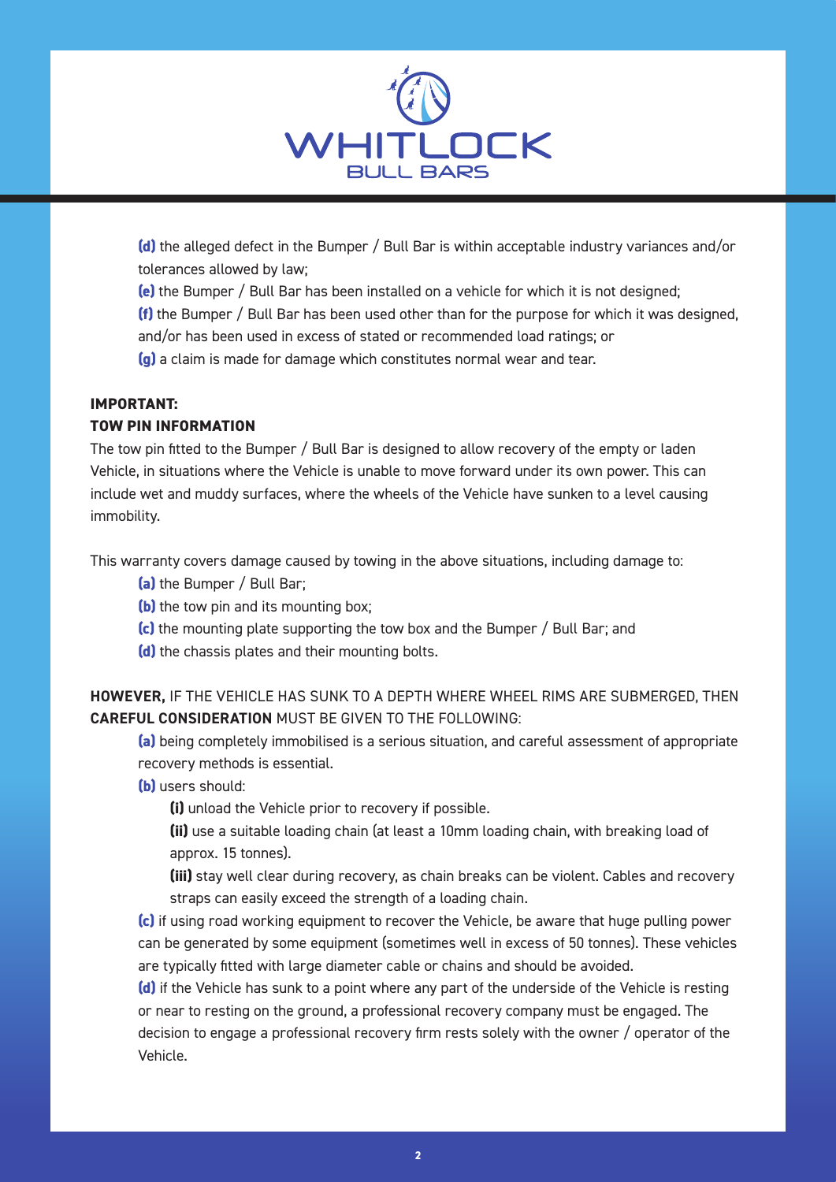**(d)** the alleged defect in the Bumper / Bull Bar is within acceptable industry variances and/or tolerances allowed by law;

**(e)** the Bumper / Bull Bar has been installed on a vehicle for which it is not designed;

**(f)** the Bumper / Bull Bar has been used other than for the purpose for which it was designed, and/or has been used in excess of stated or recommended load ratings; or

**(g)** a claim is made for damage which constitutes normal wear and tear.

**IMPORTANT:**
**TOW PIN INFORMATION**

The tow pin fitted to the Bumper / Bull Bar is designed to allow recovery of the empty or laden Vehicle, in situations where the Vehicle is unable to move forward under its own power. This can include wet and muddy surfaces, where the wheels of the Vehicle have sunken to a level causing immobility.

This warranty covers damage caused by towing in the above situations, including damage to:

**(a)** the Bumper / Bull Bar;

**(b)** the tow pin and its mounting box;

**(c)** the mounting plate supporting the tow box and the Bumper / Bull Bar; and

**(d)** the chassis plates and their mounting bolts.

**HOWEVER,** IF THE VEHICLE HAS SUNK TO A DEPTH WHERE WHEEL RIMS ARE SUBMERGED, THEN **CAREFUL CONSIDERATION** MUST BE GIVEN TO THE FOLLOWING:

**(a)** being completely immobilised is a serious situation, and careful assessment of appropriate recovery methods is essential.

**(b)** users should:

**(i)** unload the Vehicle prior to recovery if possible.

**(ii)** use a suitable loading chain (at least a 10mm loading chain, with breaking load of approx. 15 tonnes).

**(iii)** stay well clear during recovery, as chain breaks can be violent. Cables and recovery straps can easily exceed the strength of a loading chain.

**(c)** if using road working equipment to recover the Vehicle, be aware that huge pulling power can be generated by some equipment (sometimes well in excess of 50 tonnes). These vehicles are typically fitted with large diameter cable or chains and should be avoided.

**(d)** if the Vehicle has sunk to a point where any part of the underside of the Vehicle is resting or near to resting on the ground, a professional recovery company must be engaged. The decision to engage a professional recovery firm rests solely with the owner / operator of the Vehicle.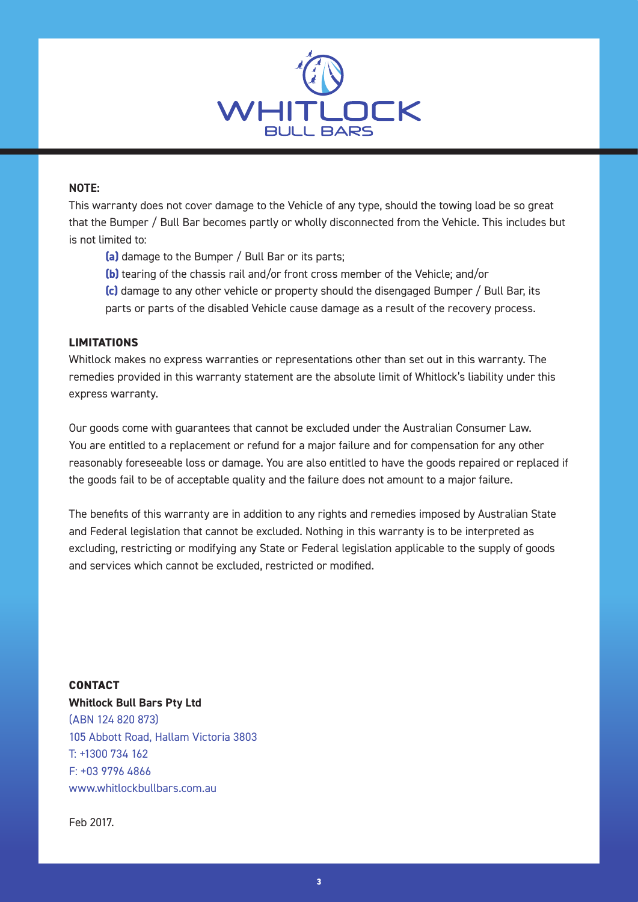**NOTE:**

This warranty does not cover damage to the Vehicle of any type, should the towing load be so great that the Bumper / Bull Bar becomes partly or wholly disconnected from the Vehicle. This includes but is not limited to:

**(a)** damage to the Bumper / Bull Bar or its parts;

**(b)** tearing of the chassis rail and/or front cross member of the Vehicle; and/or

**(c)** damage to any other vehicle or property should the disengaged Bumper / Bull Bar, its parts or parts of the disabled Vehicle cause damage as a result of the recovery process.

## LIMITATIONS

Whitlock makes no express warranties or representations other than set out in this warranty. The remedies provided in this warranty statement are the absolute limit of Whitlock's liability under this express warranty.

Our goods come with guarantees that cannot be excluded under the Australian Consumer Law. You are entitled to a replacement or refund for a major failure and for compensation for any other reasonably foreseeable loss or damage. You are also entitled to have the goods repaired or replaced if the goods fail to be of acceptable quality and the failure does not amount to a major failure.

The benefits of this warranty are in addition to any rights and remedies imposed by Australian State and Federal legislation that cannot be excluded. Nothing in this warranty is to be interpreted as excluding, restricting or modifying any State or Federal legislation applicable to the supply of goods and services which cannot be excluded, restricted or modified.

## CONTACT

**Whitlock Bull Bars Pty Ltd**
(ABN 124 820 873)
105 Abbott Road, Hallam Victoria 3803
T: +1300 734 162
F: +03 9796 4866
www.whitlockbullbars.com.au

Feb 2017.